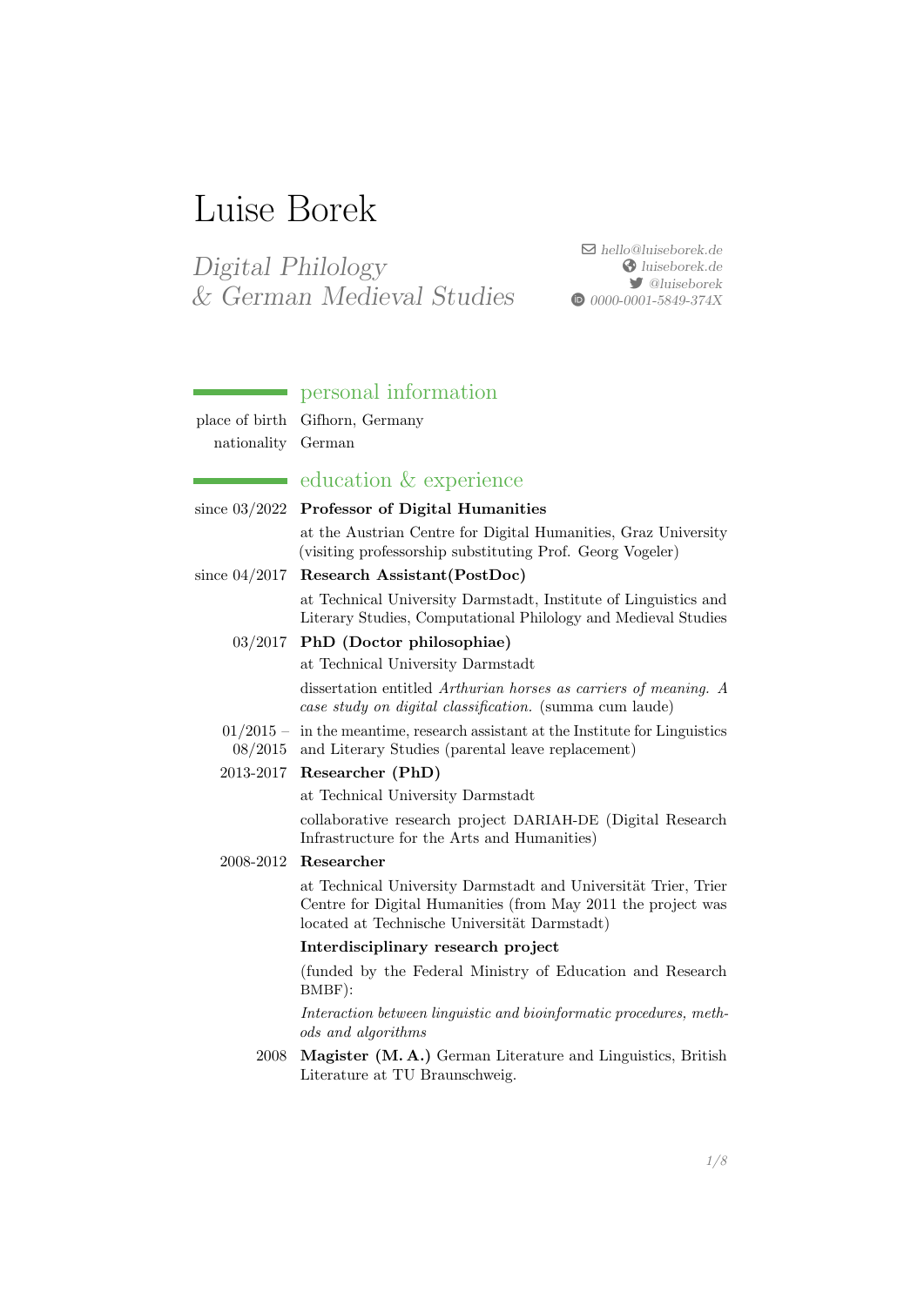# Luise Borek

*Digital Philology*
*& German Medieval Studies*

*hello@luiseborek.de*
*luiseborek.de*
*@luiseborek*
*0000-0001-5849-374X*

## personal information

place of birth Gifhorn, Germany
nationality German

## education & experience

since 03/2022 **Professor of Digital Humanities**

at the Austrian Centre for Digital Humanities, Graz University (visiting professorship substituting Prof. Georg Vogeler)

since 04/2017 **Research Assistant(PostDoc)**

at Technical University Darmstadt, Institute of Linguistics and Literary Studies, Computational Philology and Medieval Studies

03/2017 **PhD (Doctor philosophiae)**

at Technical University Darmstadt

dissertation entitled *Arthurian horses as carriers of meaning. A case study on digital classification.* (summa cum laude)

01/2015 – 08/2015 in the meantime, research assistant at the Institute for Linguistics and Literary Studies (parental leave replacement)

2013-2017 **Researcher (PhD)**

at Technical University Darmstadt

collaborative research project DARIAH-DE (Digital Research Infrastructure for the Arts and Humanities)

2008-2012 **Researcher**

at Technical University Darmstadt and Universität Trier, Trier Centre for Digital Humanities (from May 2011 the project was located at Technische Universität Darmstadt)

**Interdisciplinary research project**

(funded by the Federal Ministry of Education and Research BMBF):

*Interaction between linguistic and bioinformatic procedures, methods and algorithms*

2008 **Magister (M. A.)** German Literature and Linguistics, British Literature at TU Braunschweig.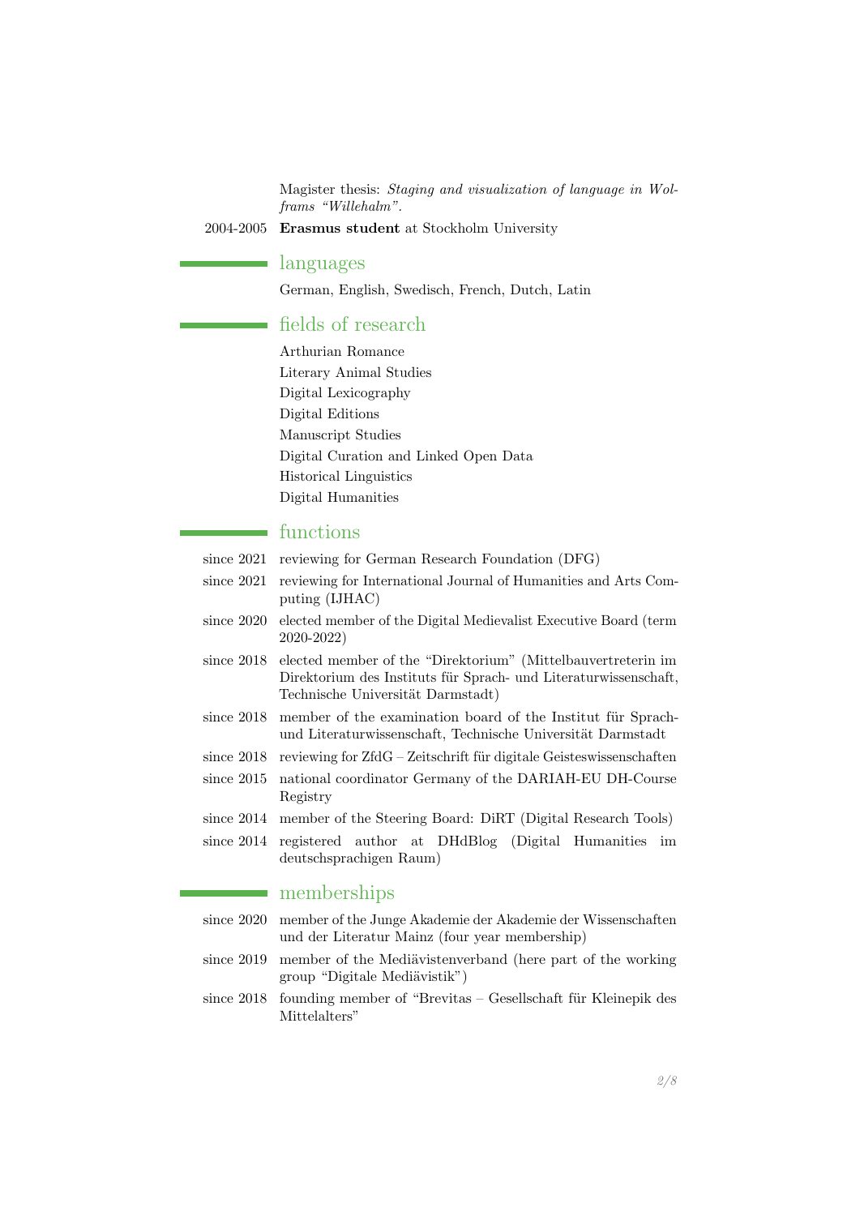Magister thesis: *Staging and visualization of language in Wolframs "Willehalm".*

2004-2005 **Erasmus student** at Stockholm University

## languages

German, English, Swedisch, French, Dutch, Latin

## fields of research

Arthurian Romance
Literary Animal Studies
Digital Lexicography
Digital Editions
Manuscript Studies
Digital Curation and Linked Open Data
Historical Linguistics
Digital Humanities

## functions

since 2021 reviewing for German Research Foundation (DFG)

since 2021 reviewing for International Journal of Humanities and Arts Computing (IJHAC)

since 2020 elected member of the Digital Medievalist Executive Board (term 2020-2022)

since 2018 elected member of the "Direktorium" (Mittelbauvertreterin im Direktorium des Instituts für Sprach- und Literaturwissenschaft, Technische Universität Darmstadt)

since 2018 member of the examination board of the Institut für Sprach- und Literaturwissenschaft, Technische Universität Darmstadt

since 2018 reviewing for ZfdG – Zeitschrift für digitale Geisteswissenschaften

since 2015 national coordinator Germany of the DARIAH-EU DH-Course Registry

since 2014 member of the Steering Board: DiRT (Digital Research Tools)

since 2014 registered author at DHdBlog (Digital Humanities im deutschsprachigen Raum)

## memberships

since 2020 member of the Junge Akademie der Akademie der Wissenschaften und der Literatur Mainz (four year membership)

since 2019 member of the Mediävistenverband (here part of the working group "Digitale Mediävistik")

since 2018 founding member of "Brevitas – Gesellschaft für Kleinepik des Mittelalters"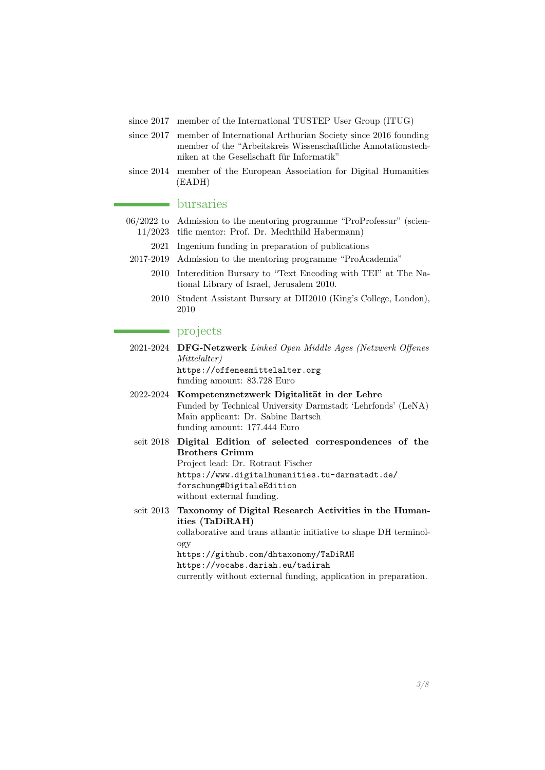since 2017 member of the International TUSTEP User Group (ITUG)

since 2017 member of International Arthurian Society since 2016 founding member of the “Arbeitskreis Wissenschaftliche Annotationstechniken at the Gesellschaft für Informatik”

since 2014 member of the European Association for Digital Humanities (EADH)

## bursaries

06/2022 to 11/2023 Admission to the mentoring programme “ProProfessur” (scientific mentor: Prof. Dr. Mechthild Habermann)

2021 Ingenium funding in preparation of publications

2017-2019 Admission to the mentoring programme “ProAcademia”

2010 Interedition Bursary to “Text Encoding with TEI” at The National Library of Israel, Jerusalem 2010.

2010 Student Assistant Bursary at DH2010 (King’s College, London), 2010

## projects

2021-2024 **DFG-Netzwerk** *Linked Open Middle Ages (Netzwerk Offenes Mittelalter)*
`https://offenesmittelalter.org`
funding amount: 83.728 Euro

2022-2024 **Kompetenznetzwerk Digitalität in der Lehre**
Funded by Technical University Darmstadt ‘Lehrfonds’ (LeNA)
Main applicant: Dr. Sabine Bartsch
funding amount: 177.444 Euro

seit 2018 **Digital Edition of selected correspondences of the Brothers Grimm**
Project lead: Dr. Rotraut Fischer
`https://www.digitalhumanities.tu-darmstadt.de/forschung#DigitaleEdition`
without external funding.

seit 2013 **Taxonomy of Digital Research Activities in the Humanities (TaDiRAH)**
collaborative and trans atlantic initiative to shape DH terminology
`https://github.com/dhtaxonomy/TaDiRAH`
`https://vocabs.dariah.eu/tadirah`
currently without external funding, application in preparation.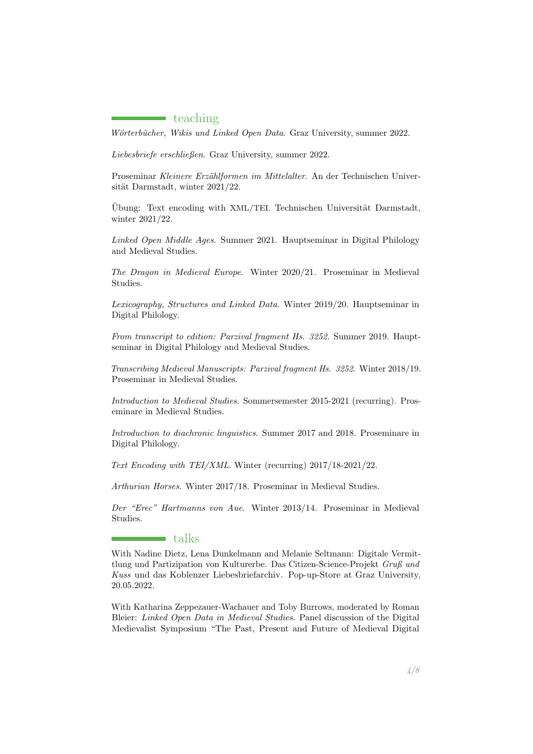## teaching

*Wörterbücher, Wikis und Linked Open Data*. Graz University, summer 2022.

*Liebesbriefe erschließen*. Graz University, summer 2022.

Proseminar *Kleinere Erzählformen im Mittelalter*. An der Technischen Universität Darmstadt, winter 2021/22.

Übung: Text encoding with XML/TEI. Technischen Universität Darmstadt, winter 2021/22.

*Linked Open Middle Ages*. Summer 2021. Hauptseminar in Digital Philology and Medieval Studies.

*The Dragon in Medieval Europe*. Winter 2020/21. Proseminar in Medieval Studies.

*Lexicography, Structures and Linked Data*. Winter 2019/20. Hauptseminar in Digital Philology.

*From transcript to edition: Parzival fragment Hs. 3252*. Summer 2019. Hauptseminar in Digital Philology and Medieval Studies.

*Transcribing Medieval Manuscripts: Parzival fragment Hs. 3252*. Winter 2018/19. Proseminar in Medieval Studies.

*Introduction to Medieval Studies*. Sommersemester 2015-2021 (recurring). Proseminare in Medieval Studies.

*Introduction to diachronic linguistics*. Summer 2017 and 2018. Proseminare in Digital Philology.

*Text Encoding with TEI/XML*. Winter (recurring) 2017/18-2021/22.

*Arthurian Horses*. Winter 2017/18. Proseminar in Medieval Studies.

*Der "Erec" Hartmanns von Aue*. Winter 2013/14. Proseminar in Medieval Studies.

## talks

With Nadine Dietz, Lena Dunkelmann and Melanie Seltmann: Digitale Vermittlung und Partizipation von Kulturerbe. Das Citizen-Science-Projekt *Gruß und Kuss* und das Koblenzer Liebesbriefarchiv. Pop-up-Store at Graz University, 20.05.2022.

With Katharina Zeppezauer-Wachauer and Toby Burrows, moderated by Roman Bleier: *Linked Open Data in Medieval Studies*. Panel discussion of the Digital Medievalist Symposium "The Past, Present and Future of Medieval Digital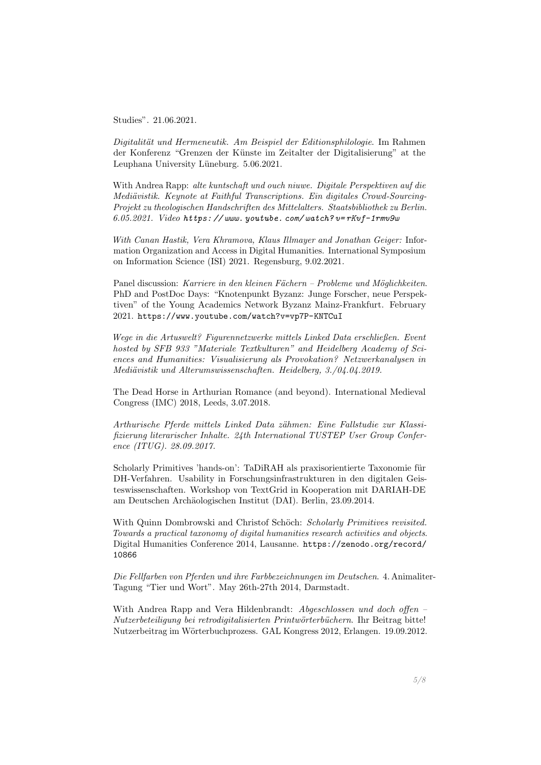Studies". 21.06.2021.

*Digitalität und Hermeneutik. Am Beispiel der Editionsphilologie*. Im Rahmen der Konferenz "Grenzen der Künste im Zeitalter der Digitalisierung" at the Leuphana University Lüneburg. 5.06.2021.

With Andrea Rapp: *alte kuntschaft und ouch niuwe. Digitale Perspektiven auf die Mediävistik. Keynote at Faithful Transcriptions. Ein digitales Crowd-Sourcing-Projekt zu theologischen Handschriften des Mittelalters. Staatsbibliothek zu Berlin. 6.05.2021. Video* ***https://www.youtube.com/watch?v=rKvf-1rmv9w***

*With Canan Hastik, Vera Khramova, Klaus Illmayer and Jonathan Geiger:* Information Organization and Access in Digital Humanities. International Symposium on Information Science (ISI) 2021. Regensburg, 9.02.2021.

Panel discussion: *Karriere in den kleinen Fächern – Probleme und Möglichkeiten*. PhD and PostDoc Days: "Knotenpunkt Byzanz: Junge Forscher, neue Perspektiven" of the Young Academics Network Byzanz Mainz-Frankfurt. February 2021. https://www.youtube.com/watch?v=vp7P-KNTCuI

*Wege in die Artuswelt? Figurennetzwerke mittels Linked Data erschließen. Event hosted by SFB 933 "Materiale Textkulturen" and Heidelberg Academy of Sciences and Humanities: Visualisierung als Provokation? Netzwerkanalysen in Mediävistik und Alterumswissenschaften. Heidelberg, 3./04.04.2019.*

The Dead Horse in Arthurian Romance (and beyond). International Medieval Congress (IMC) 2018, Leeds, 3.07.2018.

*Arthurische Pferde mittels Linked Data zähmen: Eine Fallstudie zur Klassifizierung literarischer Inhalte. 24th International TUSTEP User Group Conference (ITUG). 28.09.2017.*

Scholarly Primitives 'hands-on': TaDiRAH als praxisorientierte Taxonomie für DH-Verfahren. Usability in Forschungsinfrastrukturen in den digitalen Geisteswissenschaften. Workshop von TextGrid in Kooperation mit DARIAH-DE am Deutschen Archäologischen Institut (DAI). Berlin, 23.09.2014.

With Quinn Dombrowski and Christof Schöch: *Scholarly Primitives revisited. Towards a practical taxonomy of digital humanities research activities and objects*. Digital Humanities Conference 2014, Lausanne. https://zenodo.org/record/10866

*Die Fellfarben von Pferden und ihre Farbbezeichnungen im Deutschen*. 4. Animaliter-Tagung "Tier und Wort". May 26th-27th 2014, Darmstadt.

With Andrea Rapp and Vera Hildenbrandt: *Abgeschlossen und doch offen – Nutzerbeteiligung bei retrodigitalisierten Printwörterbüchern*. Ihr Beitrag bitte! Nutzerbeitrag im Wörterbuchprozess. GAL Kongress 2012, Erlangen. 19.09.2012.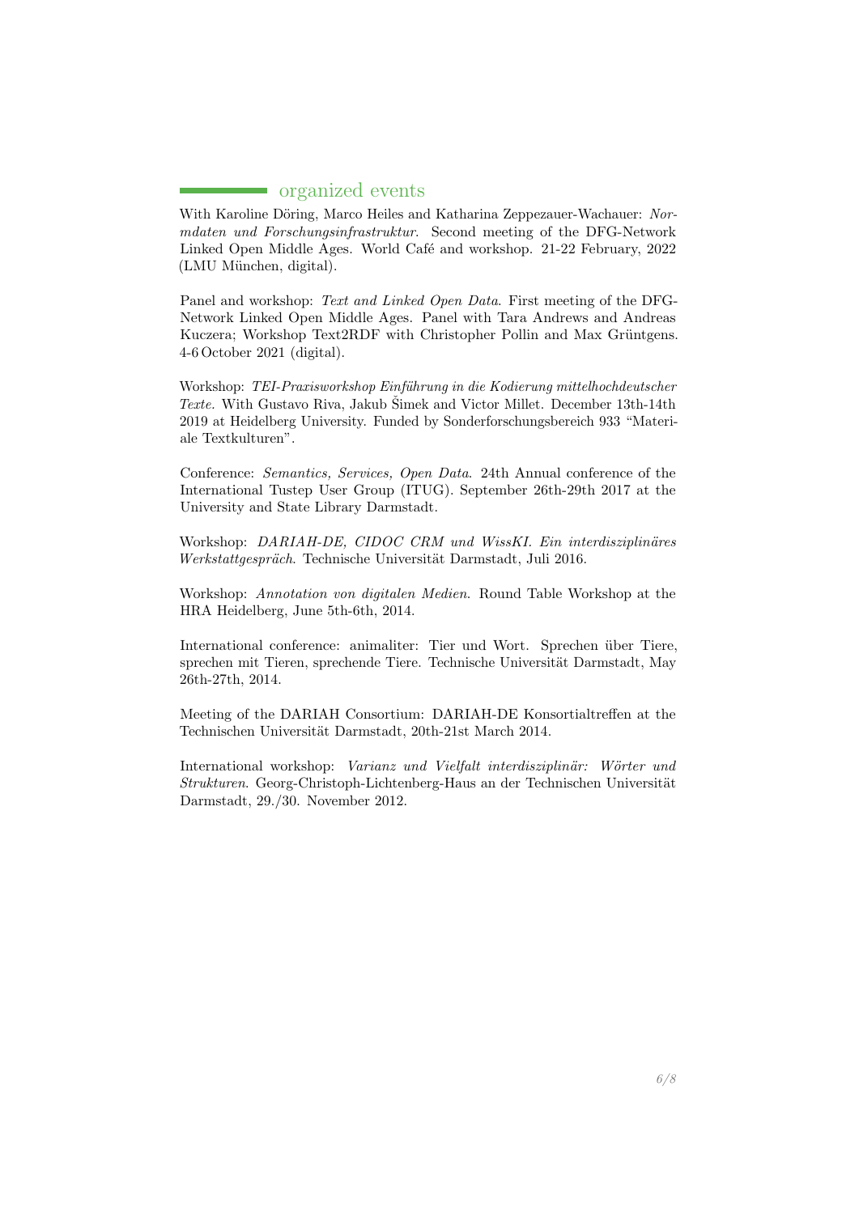## organized events

With Karoline Döring, Marco Heiles and Katharina Zeppezauer-Wachauer: *Normdaten und Forschungsinfrastruktur*. Second meeting of the DFG-Network Linked Open Middle Ages. World Café and workshop. 21-22 February, 2022 (LMU München, digital).

Panel and workshop: *Text and Linked Open Data*. First meeting of the DFG-Network Linked Open Middle Ages. Panel with Tara Andrews and Andreas Kuczera; Workshop Text2RDF with Christopher Pollin and Max Grüntgens. 4-6 October 2021 (digital).

Workshop: *TEI-Praxisworkshop Einführung in die Kodierung mittelhochdeutscher Texte*. With Gustavo Riva, Jakub Šimek and Victor Millet. December 13th-14th 2019 at Heidelberg University. Funded by Sonderforschungsbereich 933 "Materiale Textkulturen".

Conference: *Semantics, Services, Open Data*. 24th Annual conference of the International Tustep User Group (ITUG). September 26th-29th 2017 at the University and State Library Darmstadt.

Workshop: *DARIAH-DE, CIDOC CRM und WissKI. Ein interdisziplinäres Werkstattgespräch*. Technische Universität Darmstadt, Juli 2016.

Workshop: *Annotation von digitalen Medien*. Round Table Workshop at the HRA Heidelberg, June 5th-6th, 2014.

International conference: animaliter: Tier und Wort. Sprechen über Tiere, sprechen mit Tieren, sprechende Tiere. Technische Universität Darmstadt, May 26th-27th, 2014.

Meeting of the DARIAH Consortium: DARIAH-DE Konsortialtreffen at the Technischen Universität Darmstadt, 20th-21st March 2014.

International workshop: *Varianz und Vielfalt interdisziplinär: Wörter und Strukturen*. Georg-Christoph-Lichtenberg-Haus an der Technischen Universität Darmstadt, 29./30. November 2012.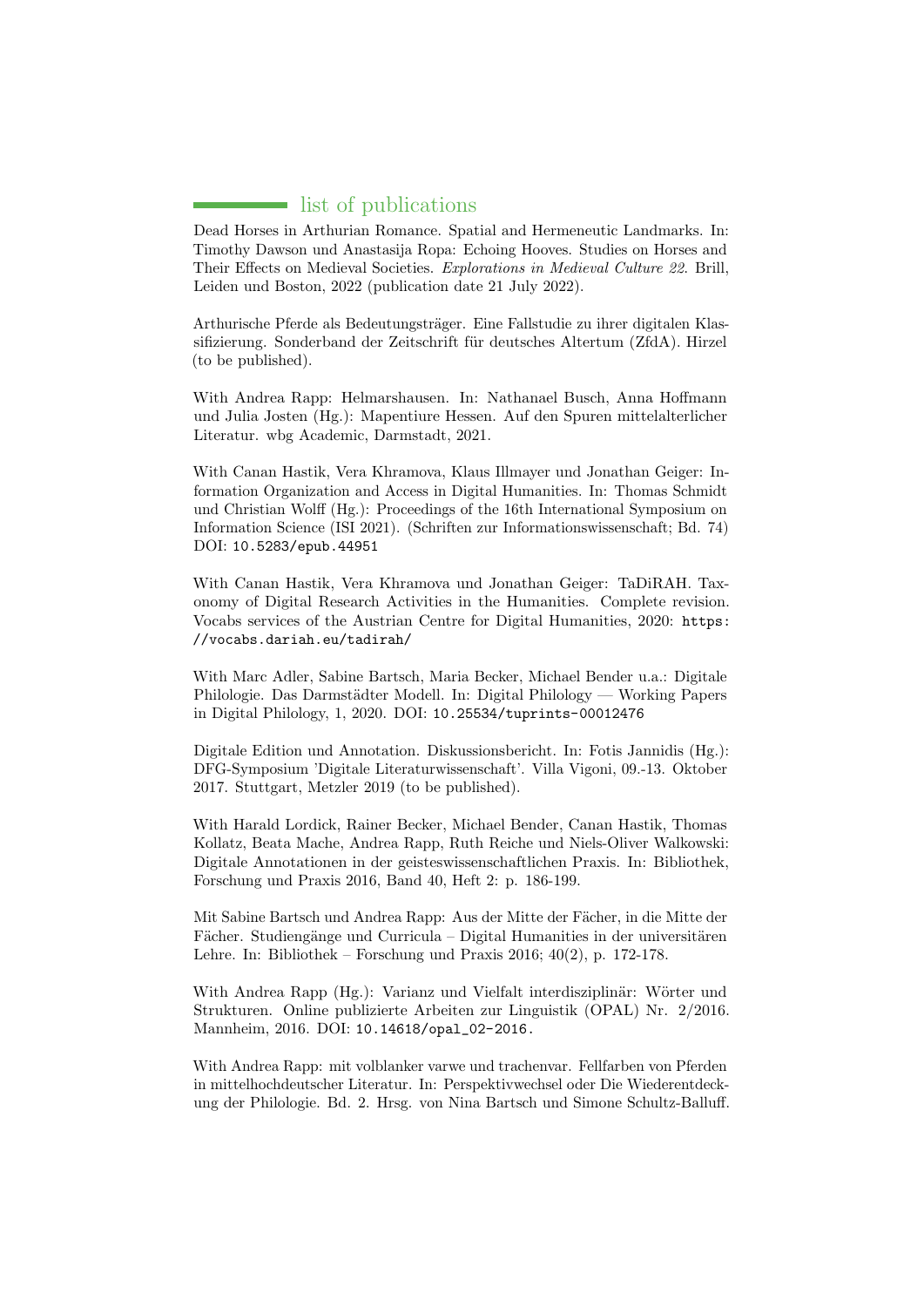## list of publications

Dead Horses in Arthurian Romance. Spatial and Hermeneutic Landmarks. In: Timothy Dawson und Anastasija Ropa: Echoing Hooves. Studies on Horses and Their Effects on Medieval Societies. *Explorations in Medieval Culture 22*. Brill, Leiden und Boston, 2022 (publication date 21 July 2022).

Arthurische Pferde als Bedeutungsträger. Eine Fallstudie zu ihrer digitalen Klassifizierung. Sonderband der Zeitschrift für deutsches Altertum (ZfdA). Hirzel (to be published).

With Andrea Rapp: Helmarshausen. In: Nathanael Busch, Anna Hoffmann und Julia Josten (Hg.): Mapentiure Hessen. Auf den Spuren mittelalterlicher Literatur. wbg Academic, Darmstadt, 2021.

With Canan Hastik, Vera Khramova, Klaus Illmayer und Jonathan Geiger: Information Organization and Access in Digital Humanities. In: Thomas Schmidt und Christian Wolff (Hg.): Proceedings of the 16th International Symposium on Information Science (ISI 2021). (Schriften zur Informationswissenschaft; Bd. 74) DOI: `10.5283/epub.44951`

With Canan Hastik, Vera Khramova und Jonathan Geiger: TaDiRAH. Taxonomy of Digital Research Activities in the Humanities. Complete revision. Vocabs services of the Austrian Centre for Digital Humanities, 2020: `https://vocabs.dariah.eu/tadirah/`

With Marc Adler, Sabine Bartsch, Maria Becker, Michael Bender u.a.: Digitale Philologie. Das Darmstädter Modell. In: Digital Philology — Working Papers in Digital Philology, 1, 2020. DOI: `10.25534/tuprints-00012476`

Digitale Edition und Annotation. Diskussionsbericht. In: Fotis Jannidis (Hg.): DFG-Symposium 'Digitale Literaturwissenschaft'. Villa Vigoni, 09.-13. Oktober 2017. Stuttgart, Metzler 2019 (to be published).

With Harald Lordick, Rainer Becker, Michael Bender, Canan Hastik, Thomas Kollatz, Beata Mache, Andrea Rapp, Ruth Reiche und Niels-Oliver Walkowski: Digitale Annotationen in der geisteswissenschaftlichen Praxis. In: Bibliothek, Forschung und Praxis 2016, Band 40, Heft 2: p. 186-199.

Mit Sabine Bartsch und Andrea Rapp: Aus der Mitte der Fächer, in die Mitte der Fächer. Studiengänge und Curricula – Digital Humanities in der universitären Lehre. In: Bibliothek – Forschung und Praxis 2016; 40(2), p. 172-178.

With Andrea Rapp (Hg.): Varianz und Vielfalt interdisziplinär: Wörter und Strukturen. Online publizierte Arbeiten zur Linguistik (OPAL) Nr. 2/2016. Mannheim, 2016. DOI: `10.14618/opal_02-2016.`

With Andrea Rapp: mit volblanker varwe und trachenvar. Fellfarben von Pferden in mittelhochdeutscher Literatur. In: Perspektivwechsel oder Die Wiederentdeckung der Philologie. Bd. 2. Hrsg. von Nina Bartsch und Simone Schultz-Balluff.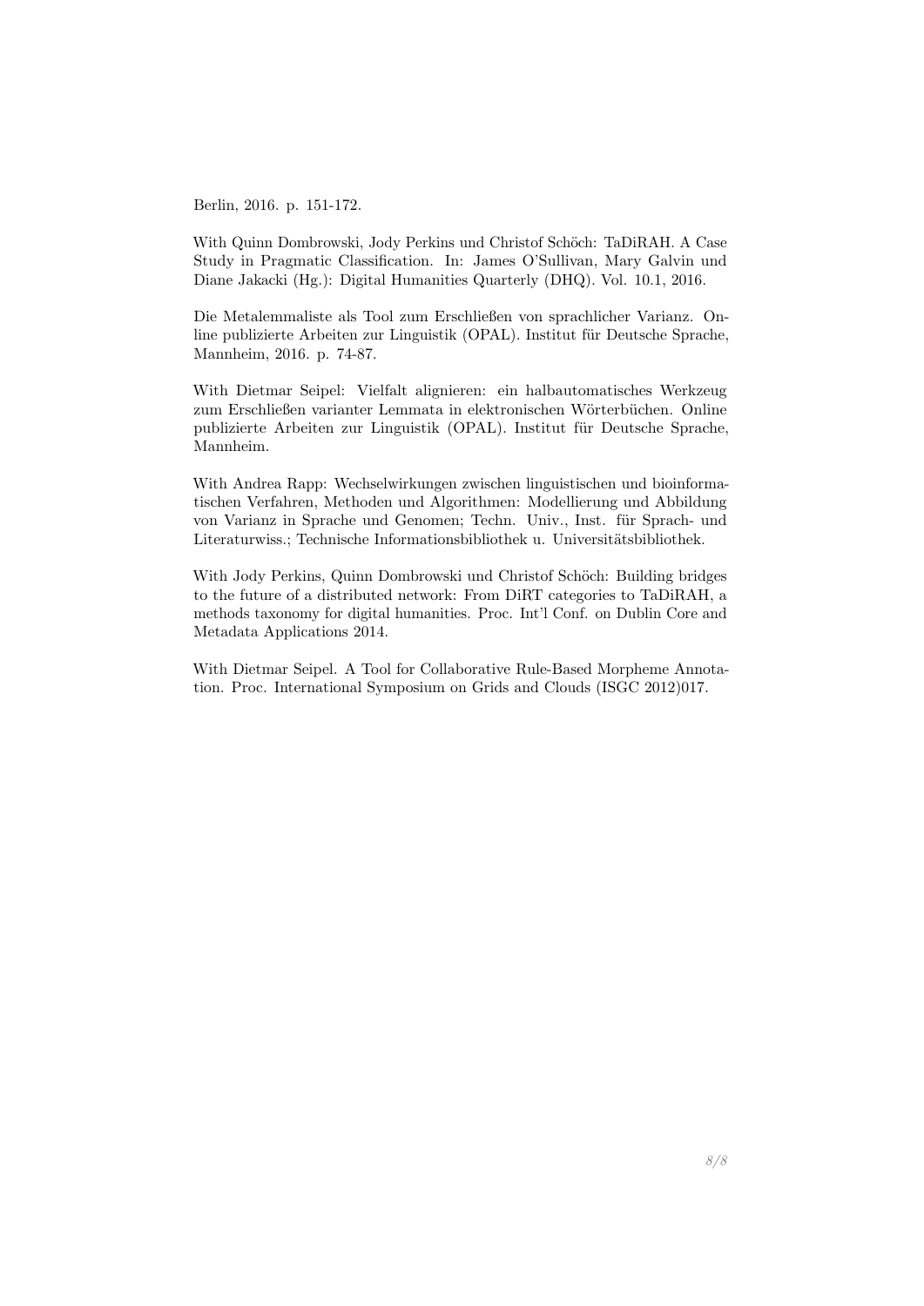Berlin, 2016. p. 151-172.

With Quinn Dombrowski, Jody Perkins und Christof Schöch: TaDiRAH. A Case Study in Pragmatic Classification. In: James O'Sullivan, Mary Galvin und Diane Jakacki (Hg.): Digital Humanities Quarterly (DHQ). Vol. 10.1, 2016.

Die Metalemmaliste als Tool zum Erschließen von sprachlicher Varianz. Online publizierte Arbeiten zur Linguistik (OPAL). Institut für Deutsche Sprache, Mannheim, 2016. p. 74-87.

With Dietmar Seipel: Vielfalt alignieren: ein halbautomatisches Werkzeug zum Erschließen varianter Lemmata in elektronischen Wörterbüchen. Online publizierte Arbeiten zur Linguistik (OPAL). Institut für Deutsche Sprache, Mannheim.

With Andrea Rapp: Wechselwirkungen zwischen linguistischen und bioinformatischen Verfahren, Methoden und Algorithmen: Modellierung und Abbildung von Varianz in Sprache und Genomen; Techn. Univ., Inst. für Sprach- und Literaturwiss.; Technische Informationsbibliothek u. Universitätsbibliothek.

With Jody Perkins, Quinn Dombrowski und Christof Schöch: Building bridges to the future of a distributed network: From DiRT categories to TaDiRAH, a methods taxonomy for digital humanities. Proc. Int'l Conf. on Dublin Core and Metadata Applications 2014.

With Dietmar Seipel. A Tool for Collaborative Rule-Based Morpheme Annotation. Proc. International Symposium on Grids and Clouds (ISGC 2012)017.